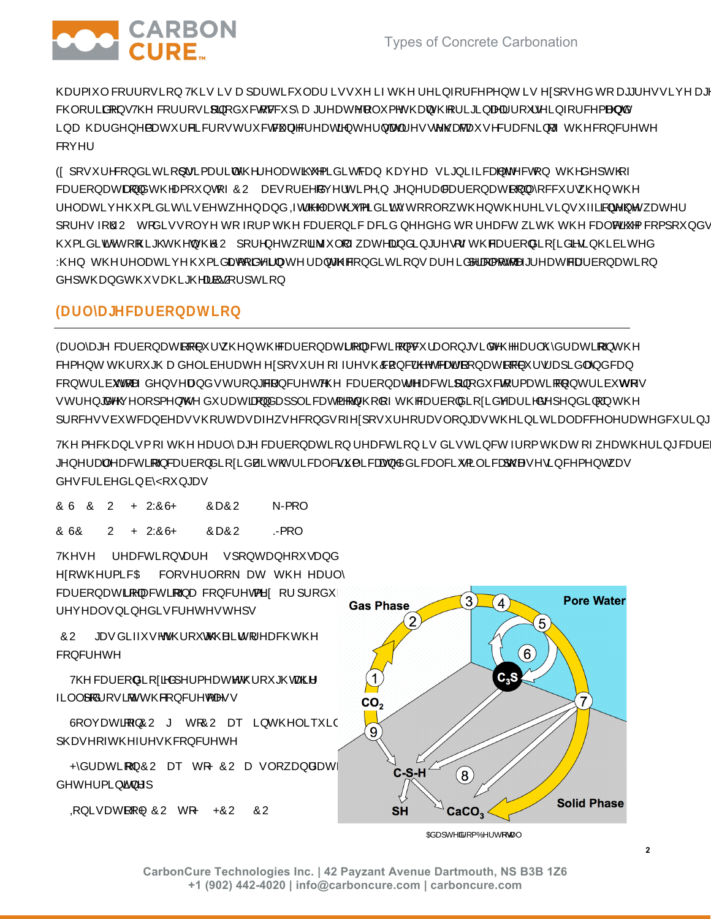harmful corrosion. This is a particular issue if the reinforcement is exposed to aggressive age[nts such as] chloride ions. The corrosion products occupy a greater volume than the original iron or steel reinforcement, and in a hardened mature microstructure this creates internal stresses that cause cracking of the concrete cover.

Exposure conditions: Similarly, the relative humidity can have a significant effect on the depth of carbonation and the amount of $CO_2$ absorbed over time. In general carbonation occurs when the relative humidity is between and . If the relative humidity is too low then there is insufficient water present in the pores for $CO_2$ to dissolve to form the carbonic acid needed to react with the calcium compounds. If the relative humidity is too high then the pore network is full of water and ingress of the carbon dioxide is inhibited. When the relative humidity is at intermediate levels, conditions are ideal for the greatest carbonation depth and thus a higher $CO_2$ absorption.

## Early age carbonation

Early age carbonation occurs when the carbonation reaction occurs alongside the early hydration of the cement through a deliberate exposure of fresh concrete to $CO_2$. The early carbonation occurs rapidly and can contribute to gains and stronger concrete. The carbonation reaction product formation contributes to strength development. The duration and application of the carbon dioxide varies depending on the process but can be as short as a few seconds of exposure or as long as the initial accelerated curing...

The mechanism of the early age carbonation reaction is distinct from that of weathering carbo[nation]. In general, reaction of carbon dioxide with tricalcium silicate and dicalcium silicate phases in cement was described in by Young as:

$$C_3S + (3-x)CO_2 + yH_2O \rightarrow C_xSH_y + (3-x)CaCO_3 \quad \text{kJ/mol}$$

$$C_2S + (2-x)CO_2 + yH_2O \rightarrow C_xSH_y + (2-x)CaCO_3 \quad \text{kJ/mol}$$

These reactions are spontaneous and exothermic. A closer look at the early carbonation reaction in a concrete mix or product reveals nine discrete steps:

1. $CO_2$ gas diffuses through the air to reach the concrete
2. The carbon dioxide permeates through the air-filled porosity of the concrete mass
3. Solvation of $CO_2(g)$ to $CO_2(aq)$ in the liquid phase of the fresh concrete
4. Hydration of $CO_2(aq)$ to $H_2CO_3$, a slow and rate-determining step
5. Ionisation of $H_2CO_3$ to $H^+$, $HCO_3^-$, $CO_3^{2-}$

Adapted from Bertos et al.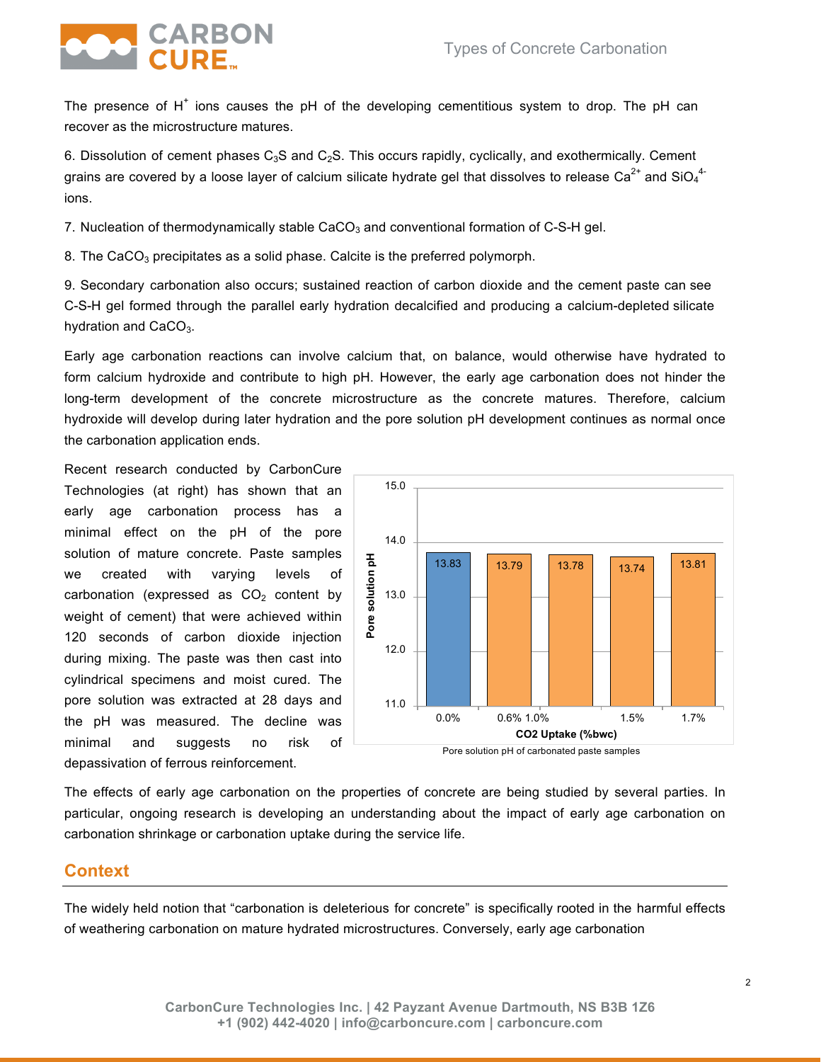The presence of $H^+$ ions causes the pH of the developing cementitious system to drop. The pH can recover as the microstructure matures.

6. Dissolution of cement phases $C_3S$ and $C_2S$. This occurs rapidly, cyclically, and exothermically. Cement grains are covered by a loose layer of calcium silicate hydrate gel that dissolves to release $Ca^{2+}$ and $SiO_4^{4-}$ ions.

7. Nucleation of thermodynamically stable $CaCO_3$ and conventional formation of C-S-H gel.

8. The $CaCO_3$ precipitates as a solid phase. Calcite is the preferred polymorph.

9. Secondary carbonation also occurs; sustained reaction of carbon dioxide and the cement paste can see C-S-H gel formed through the parallel early hydration decalcified and producing a calcium-depleted silicate hydration and $CaCO_3$.

Early age carbonation reactions can involve calcium that, on balance, would otherwise have hydrated to form calcium hydroxide and contribute to high pH. However, the early age carbonation does not hinder the long-term development of the concrete microstructure as the concrete matures. Therefore, calcium hydroxide will develop during later hydration and the pore solution pH development continues as normal once the carbonation application ends.

Recent research conducted by CarbonCure Technologies (at right) has shown that an early age carbonation process has a minimal effect on the pH of the pore solution of mature concrete. Paste samples we created with varying levels of carbonation (expressed as $CO_2$ content by weight of cement) that were achieved within 120 seconds of carbon dioxide injection during mixing. The paste was then cast into cylindrical specimens and moist cured. The pore solution was extracted at 28 days and the pH was measured. The decline was minimal and suggests no risk of depassivation of ferrous reinforcement.

| CO2 Uptake (%bwc) | Pore solution pH |
|---|---|
| 0.0% | 13.83 |
| 0.6% | 13.79 |
| 1.0% | 13.78 |
| 1.5% | 13.74 |
| 1.7% | 13.81 |

Pore solution pH of carbonated paste samples

The effects of early age carbonation on the properties of concrete are being studied by several parties. In particular, ongoing research is developing an understanding about the impact of early age carbonation on carbonation shrinkage or carbonation uptake during the service life.

## Context

The widely held notion that "carbonation is deleterious for concrete" is specifically rooted in the harmful effects of weathering carbonation on mature hydrated microstructures. Conversely, early age carbonation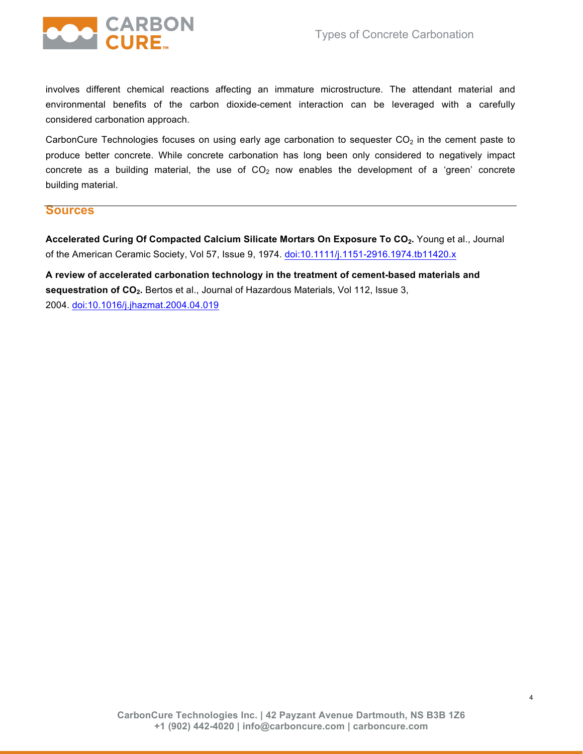involves different chemical reactions affecting an immature microstructure. The attendant material and environmental benefits of the carbon dioxide-cement interaction can be leveraged with a carefully considered carbonation approach.

CarbonCure Technologies focuses on using early age carbonation to sequester $CO_2$ in the cement paste to produce better concrete. While concrete carbonation has long been only considered to negatively impact concrete as a building material, the use of $CO_2$ now enables the development of a 'green' concrete building material.

## Sources

**Accelerated Curing Of Compacted Calcium Silicate Mortars On Exposure To $CO_2$.** Young et al., Journal of the American Ceramic Society, Vol 57, Issue 9, 1974. doi:10.1111/j.1151-2916.1974.tb11420.x

**A review of accelerated carbonation technology in the treatment of cement-based materials and sequestration of $CO_2$.** Bertos et al., Journal of Hazardous Materials, Vol 112, Issue 3, 2004. doi:10.1016/j.jhazmat.2004.04.019